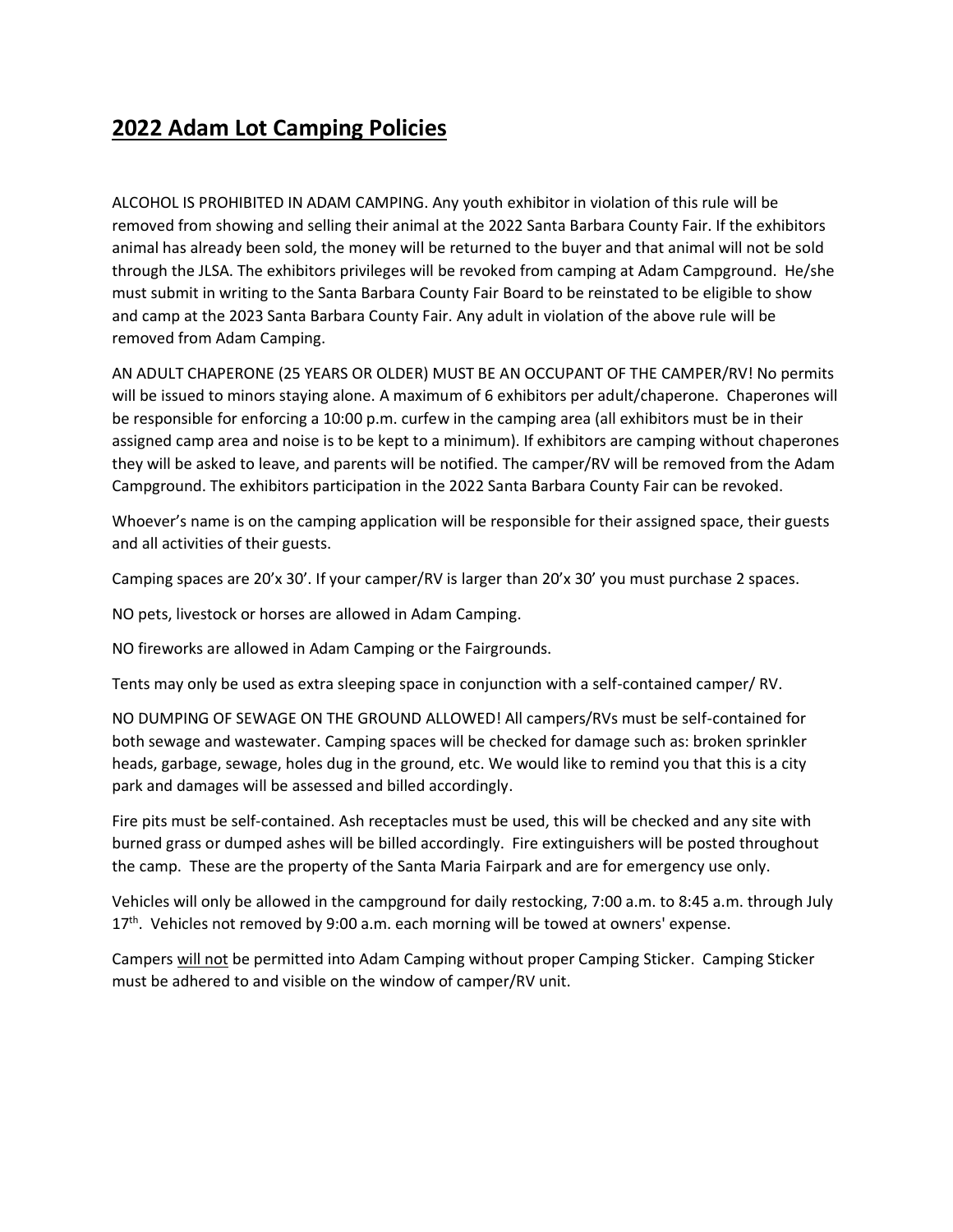# 2022 Adam Lot Camping Policies

ALCOHOL IS PROHIBITED IN ADAM CAMPING. Any youth exhibitor in violation of this rule will be removed from showing and selling their animal at the 2022 Santa Barbara County Fair. If the exhibitors animal has already been sold, the money will be returned to the buyer and that animal will not be sold through the JLSA. The exhibitors privileges will be revoked from camping at Adam Campground. He/she must submit in writing to the Santa Barbara County Fair Board to be reinstated to be eligible to show and camp at the 2023 Santa Barbara County Fair. Any adult in violation of the above rule will be removed from Adam Camping.

AN ADULT CHAPERONE (25 YEARS OR OLDER) MUST BE AN OCCUPANT OF THE CAMPER/RV! No permits will be issued to minors staying alone. A maximum of 6 exhibitors per adult/chaperone. Chaperones will be responsible for enforcing a 10:00 p.m. curfew in the camping area (all exhibitors must be in their assigned camp area and noise is to be kept to a minimum). If exhibitors are camping without chaperones they will be asked to leave, and parents will be notified. The camper/RV will be removed from the Adam Campground. The exhibitors participation in the 2022 Santa Barbara County Fair can be revoked.

Whoever's name is on the camping application will be responsible for their assigned space, their guests and all activities of their guests.

Camping spaces are 20'x 30'. If your camper/RV is larger than 20'x 30' you must purchase 2 spaces.

NO pets, livestock or horses are allowed in Adam Camping.

NO fireworks are allowed in Adam Camping or the Fairgrounds.

Tents may only be used as extra sleeping space in conjunction with a self-contained camper/ RV.

NO DUMPING OF SEWAGE ON THE GROUND ALLOWED! All campers/RVs must be self-contained for both sewage and wastewater. Camping spaces will be checked for damage such as: broken sprinkler heads, garbage, sewage, holes dug in the ground, etc. We would like to remind you that this is a city park and damages will be assessed and billed accordingly.

Fire pits must be self-contained. Ash receptacles must be used, this will be checked and any site with burned grass or dumped ashes will be billed accordingly. Fire extinguishers will be posted throughout the camp. These are the property of the Santa Maria Fairpark and are for emergency use only.

Vehicles will only be allowed in the campground for daily restocking, 7:00 a.m. to 8:45 a.m. through July 17th. Vehicles not removed by 9:00 a.m. each morning will be towed at owners' expense.

Campers <u>will not</u> be permitted into Adam Camping without proper Camping Sticker. Camping Sticker must be adhered to and visible on the window of camper/RV unit.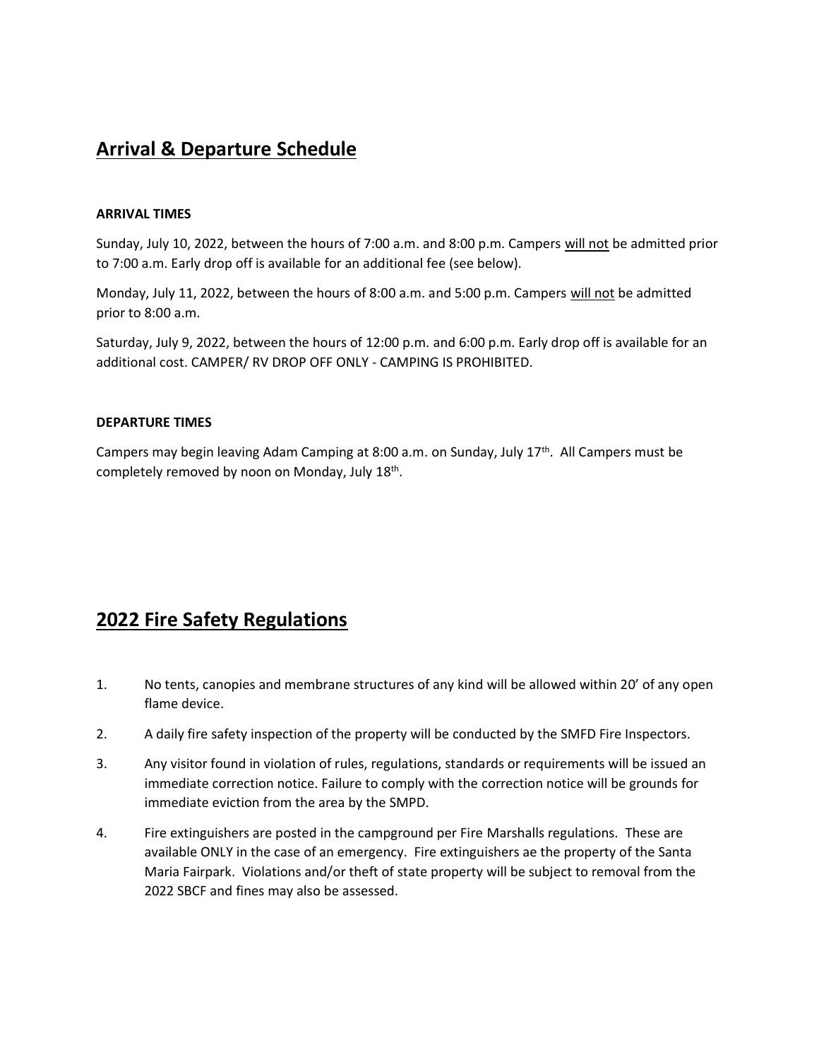## Arrival & Departure Schedule

**ARRIVAL TIMES**

Sunday, July 10, 2022, between the hours of 7:00 a.m. and 8:00 p.m. Campers will not be admitted prior to 7:00 a.m. Early drop off is available for an additional fee (see below).

Monday, July 11, 2022, between the hours of 8:00 a.m. and 5:00 p.m. Campers will not be admitted prior to 8:00 a.m.

Saturday, July 9, 2022, between the hours of 12:00 p.m. and 6:00 p.m. Early drop off is available for an additional cost. CAMPER/ RV DROP OFF ONLY - CAMPING IS PROHIBITED.

**DEPARTURE TIMES**

Campers may begin leaving Adam Camping at 8:00 a.m. on Sunday, July 17th. All Campers must be completely removed by noon on Monday, July 18th.

## 2022 Fire Safety Regulations

1. No tents, canopies and membrane structures of any kind will be allowed within 20' of any open flame device.
2. A daily fire safety inspection of the property will be conducted by the SMFD Fire Inspectors.
3. Any visitor found in violation of rules, regulations, standards or requirements will be issued an immediate correction notice. Failure to comply with the correction notice will be grounds for immediate eviction from the area by the SMPD.
4. Fire extinguishers are posted in the campground per Fire Marshalls regulations. These are available ONLY in the case of an emergency. Fire extinguishers ae the property of the Santa Maria Fairpark. Violations and/or theft of state property will be subject to removal from the 2022 SBCF and fines may also be assessed.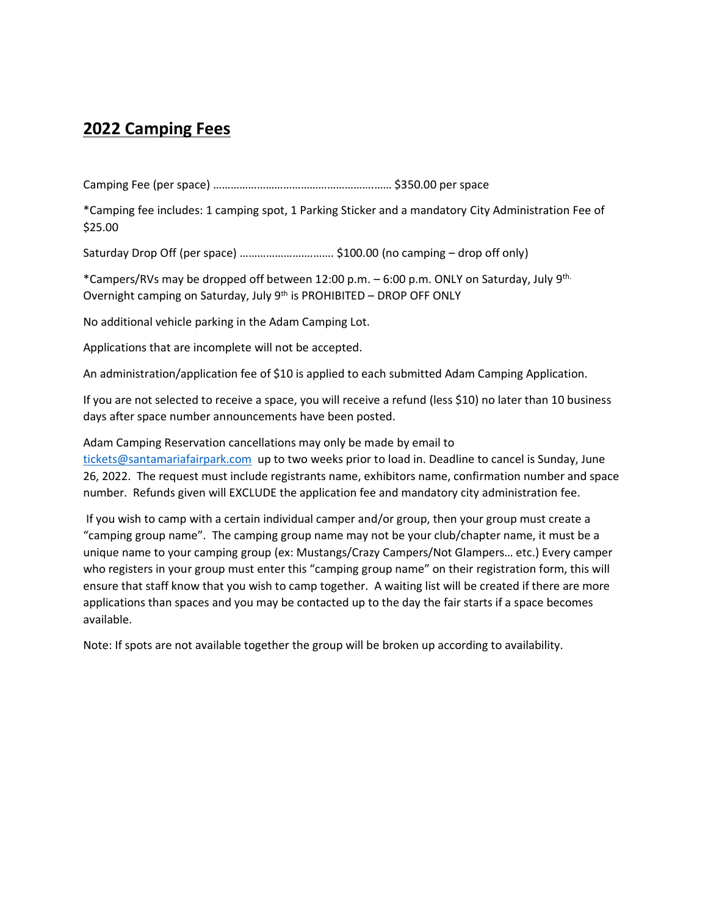## 2022 Camping Fees

Camping Fee (per space) …………………………………………………… $350.00 per space

*Camping fee includes: 1 camping spot, 1 Parking Sticker and a mandatory City Administration Fee of $25.00

Saturday Drop Off (per space) …………………………. $100.00 (no camping – drop off only)

*Campers/RVs may be dropped off between 12:00 p.m. – 6:00 p.m. ONLY on Saturday, July 9th. Overnight camping on Saturday, July 9th is PROHIBITED – DROP OFF ONLY

No additional vehicle parking in the Adam Camping Lot.

Applications that are incomplete will not be accepted.

An administration/application fee of $10 is applied to each submitted Adam Camping Application.

If you are not selected to receive a space, you will receive a refund (less $10) no later than 10 business days after space number announcements have been posted.

Adam Camping Reservation cancellations may only be made by email to tickets@santamariafairpark.com up to two weeks prior to load in. Deadline to cancel is Sunday, June 26, 2022. The request must include registrants name, exhibitors name, confirmation number and space number. Refunds given will EXCLUDE the application fee and mandatory city administration fee.

If you wish to camp with a certain individual camper and/or group, then your group must create a "camping group name". The camping group name may not be your club/chapter name, it must be a unique name to your camping group (ex: Mustangs/Crazy Campers/Not Glampers… etc.) Every camper who registers in your group must enter this "camping group name" on their registration form, this will ensure that staff know that you wish to camp together. A waiting list will be created if there are more applications than spaces and you may be contacted up to the day the fair starts if a space becomes available.

Note: If spots are not available together the group will be broken up according to availability.